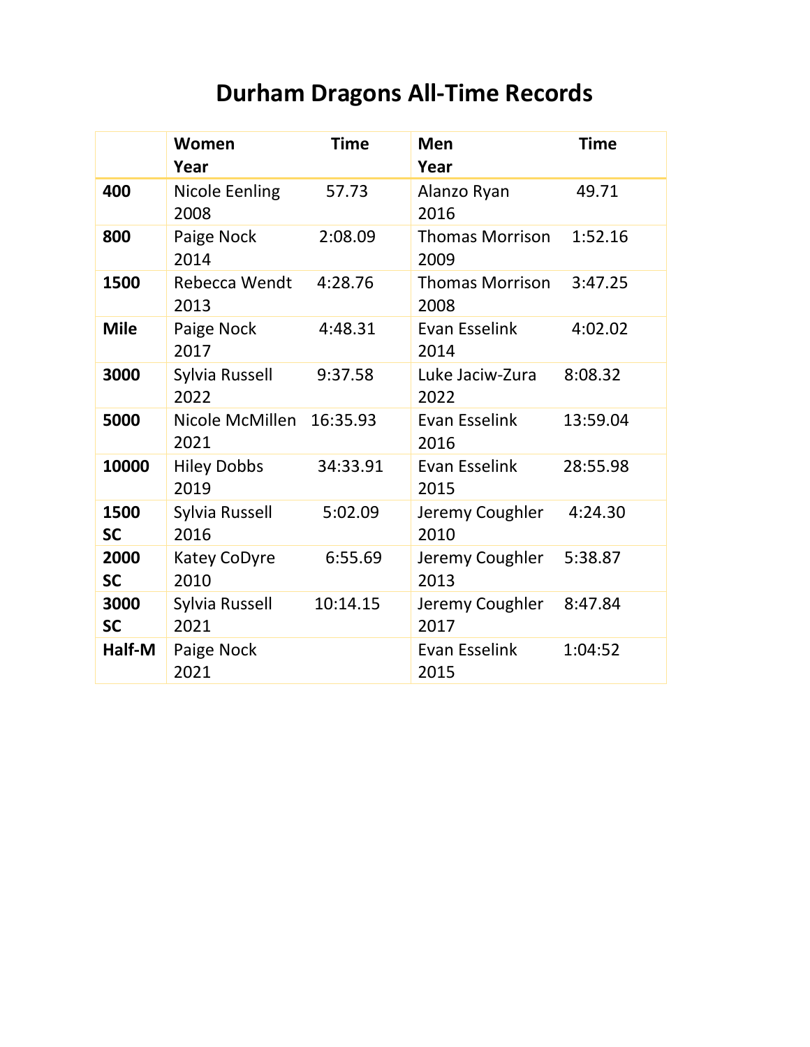# Durham Dragons All-Time Records

| | Women<br>Year | Time | Men<br>Year | Time |
|---|---|---|---|---|
| **400** | Nicole Eenling<br>2008 | 57.73 | Alanzo Ryan<br>2016 | 49.71 |
| **800** | Paige Nock<br>2014 | 2:08.09 | Thomas Morrison<br>2009 | 1:52.16 |
| **1500** | Rebecca Wendt<br>2013 | 4:28.76 | Thomas Morrison<br>2008 | 3:47.25 |
| **Mile** | Paige Nock<br>2017 | 4:48.31 | Evan Esselink<br>2014 | 4:02.02 |
| **3000** | Sylvia Russell<br>2022 | 9:37.58 | Luke Jaciw-Zura<br>2022 | 8:08.32 |
| **5000** | Nicole McMillen<br>2021 | 16:35.93 | Evan Esselink<br>2016 | 13:59.04 |
| **10000** | Hiley Dobbs<br>2019 | 34:33.91 | Evan Esselink<br>2015 | 28:55.98 |
| **1500 SC** | Sylvia Russell<br>2016 | 5:02.09 | Jeremy Coughler<br>2010 | 4:24.30 |
| **2000 SC** | Katey CoDyre<br>2010 | 6:55.69 | Jeremy Coughler<br>2013 | 5:38.87 |
| **3000 SC** | Sylvia Russell<br>2021 | 10:14.15 | Jeremy Coughler<br>2017 | 8:47.84 |
| **Half-M** | Paige Nock<br>2021 | | Evan Esselink<br>2015 | 1:04:52 |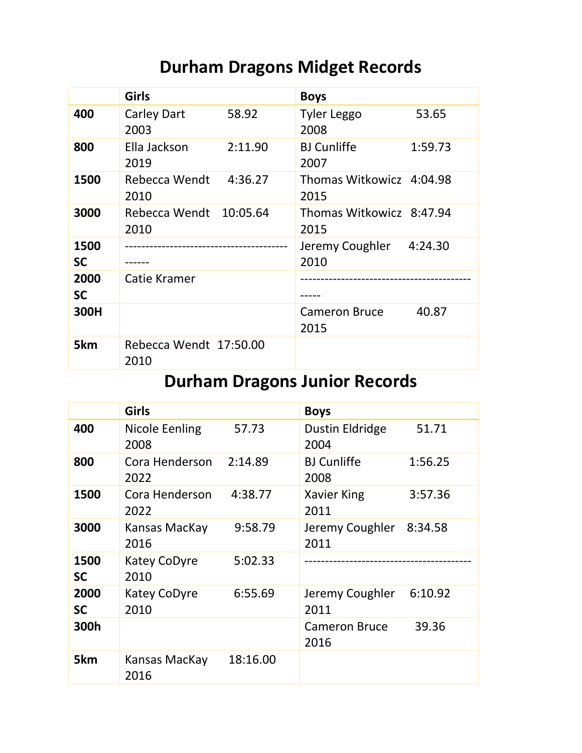# Durham Dragons Midget Records

| | Girls | Boys |
|---|---|---|
| **400** | Carley Dart 58.92 2003 | Tyler Leggo 53.65 2008 |
| **800** | Ella Jackson 2:11.90 2019 | BJ Cunliffe 1:59.73 2007 |
| **1500** | Rebecca Wendt 4:36.27 2010 | Thomas Witkowicz 4:04.98 2015 |
| **3000** | Rebecca Wendt 10:05.64 2010 | Thomas Witkowicz 8:47.94 2015 |
| **1500 SC** | -------------------------------------------- | Jeremy Coughler 4:24.30 2010 |
| **2000 SC** | Catie Kramer | ---------------------------------------------- |
| **300H** | | Cameron Bruce 40.87 2015 |
| **5km** | Rebecca Wendt 17:50.00 2010 | |

# Durham Dragons Junior Records

| | Girls | Boys |
|---|---|---|
| **400** | Nicole Eenling 57.73 2008 | Dustin Eldridge 51.71 2004 |
| **800** | Cora Henderson 2:14.89 2022 | BJ Cunliffe 1:56.25 2008 |
| **1500** | Cora Henderson 4:38.77 2022 | Xavier King 3:57.36 2011 |
| **3000** | Kansas MacKay 9:58.79 2016 | Jeremy Coughler 8:34.58 2011 |
| **1500 SC** | Katey CoDyre 5:02.33 2010 | ---------------------------------------- |
| **2000 SC** | Katey CoDyre 6:55.69 2010 | Jeremy Coughler 6:10.92 2011 |
| **300h** | | Cameron Bruce 39.36 2016 |
| **5km** | Kansas MacKay 18:16.00 2016 | |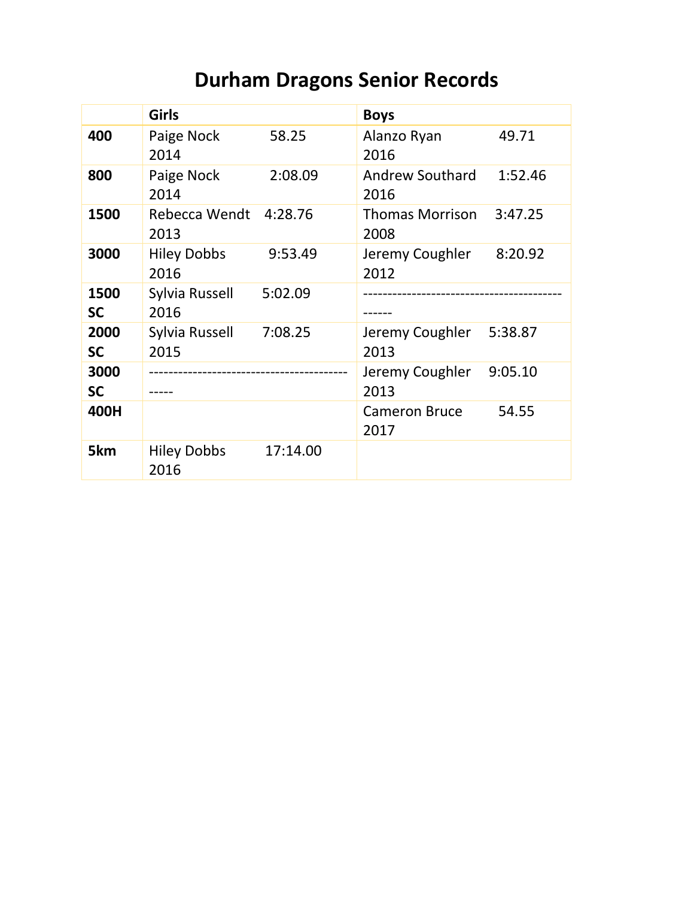# Durham Dragons Senior Records

| | Girls | Boys |
|---|---|---|
| **400** | Paige Nock 58.25 2014 | Alanzo Ryan 49.71 2016 |
| **800** | Paige Nock 2:08.09 2014 | Andrew Southard 1:52.46 2016 |
| **1500** | Rebecca Wendt 4:28.76 2013 | Thomas Morrison 3:47.25 2008 |
| **3000** | Hiley Dobbs 9:53.49 2016 | Jeremy Coughler 8:20.92 2012 |
| **1500 SC** | Sylvia Russell 5:02.09 2016 | ---------------------------------------------- |
| **2000 SC** | Sylvia Russell 7:08.25 2015 | Jeremy Coughler 5:38.87 2013 |
| **3000 SC** | --------------------------------------------- | Jeremy Coughler 9:05.10 2013 |
| **400H** | | Cameron Bruce 54.55 2017 |
| **5km** | Hiley Dobbs 17:14.00 2016 | |